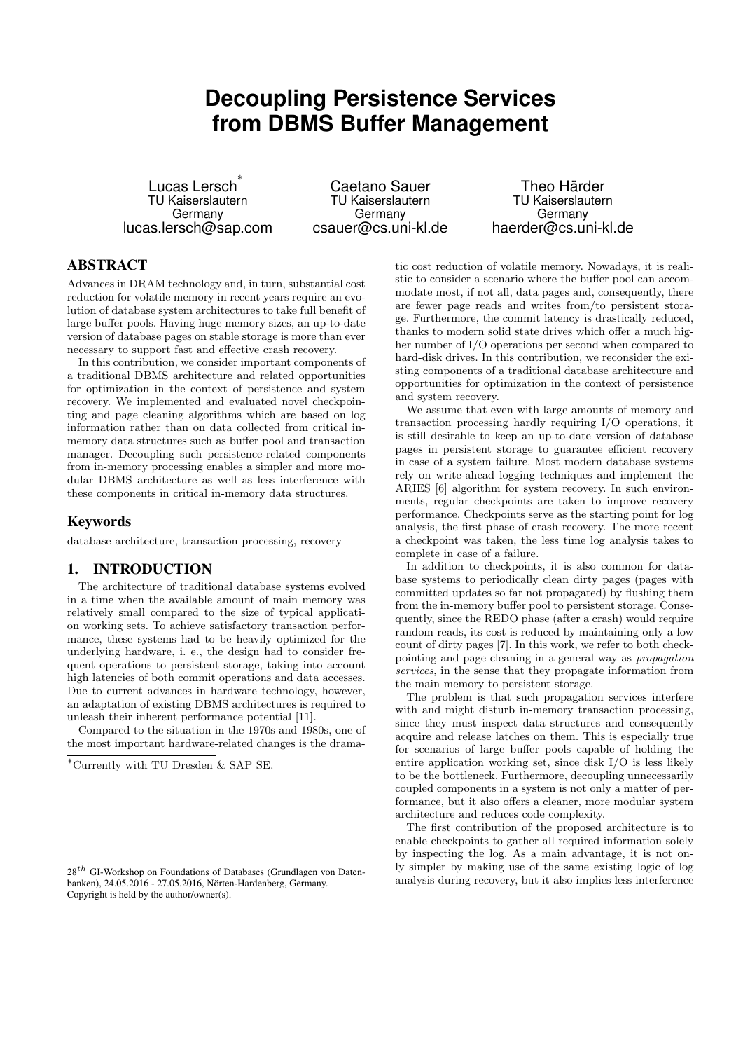# Decoupling Persistence Services from DBMS Buffer Management

Lucas Lersch[*]
TU Kaiserslautern
Germany
lucas.lersch@sap.com

Caetano Sauer
TU Kaiserslautern
Germany
csauer@cs.uni-kl.de

Theo Härder
TU Kaiserslautern
Germany
haerder@cs.uni-kl.de

## ABSTRACT

Advances in DRAM technology and, in turn, substantial cost reduction for volatile memory in recent years require an evolution of database system architectures to take full benefit of large buffer pools. Having huge memory sizes, an up-to-date version of database pages on stable storage is more than ever necessary to support fast and effective crash recovery.

In this contribution, we consider important components of a traditional DBMS architecture and related opportunities for optimization in the context of persistence and system recovery. We implemented and evaluated novel checkpointing and page cleaning algorithms which are based on log information rather than on data collected from critical in-memory data structures such as buffer pool and transaction manager. Decoupling such persistence-related components from in-memory processing enables a simpler and more modular DBMS architecture as well as less interference with these components in critical in-memory data structures.

## Keywords

database architecture, transaction processing, recovery

## 1. INTRODUCTION

The architecture of traditional database systems evolved in a time when the available amount of main memory was relatively small compared to the size of typical application working sets. To achieve satisfactory transaction performance, these systems had to be heavily optimized for the underlying hardware, i. e., the design had to consider frequent operations to persistent storage, taking into account high latencies of both commit operations and data accesses. Due to current advances in hardware technology, however, an adaptation of existing DBMS architectures is required to unleash their inherent performance potential [11].

Compared to the situation in the 1970s and 1980s, one of the most important hardware-related changes is the dramatic cost reduction of volatile memory. Nowadays, it is realistic to consider a scenario where the buffer pool can accommodate most, if not all, data pages and, consequently, there are fewer page reads and writes from/to persistent storage. Furthermore, the commit latency is drastically reduced, thanks to modern solid state drives which offer a much higher number of I/O operations per second when compared to hard-disk drives. In this contribution, we reconsider the existing components of a traditional database architecture and opportunities for optimization in the context of persistence and system recovery.

We assume that even with large amounts of memory and transaction processing hardly requiring I/O operations, it is still desirable to keep an up-to-date version of database pages in persistent storage to guarantee efficient recovery in case of a system failure. Most modern database systems rely on write-ahead logging techniques and implement the ARIES [6] algorithm for system recovery. In such environments, regular checkpoints are taken to improve recovery performance. Checkpoints serve as the starting point for log analysis, the first phase of crash recovery. The more recent a checkpoint was taken, the less time log analysis takes to complete in case of a failure.

In addition to checkpoints, it is also common for database systems to periodically clean dirty pages (pages with committed updates so far not propagated) by flushing them from the in-memory buffer pool to persistent storage. Consequently, since the REDO phase (after a crash) would require random reads, its cost is reduced by maintaining only a low count of dirty pages [7]. In this work, we refer to both checkpointing and page cleaning in a general way as *propagation services*, in the sense that they propagate information from the main memory to persistent storage.

The problem is that such propagation services interfere with and might disturb in-memory transaction processing, since they must inspect data structures and consequently acquire and release latches on them. This is especially true for scenarios of large buffer pools capable of holding the entire application working set, since disk I/O is less likely to be the bottleneck. Furthermore, decoupling unnecessarily coupled components in a system is not only a matter of performance, but it also offers a cleaner, more modular system architecture and reduces code complexity.

The first contribution of the proposed architecture is to enable checkpoints to gather all required information solely by inspecting the log. As a main advantage, it is not only simpler by making use of the same existing logic of log analysis during recovery, but it also implies less interference

[*]Currently with TU Dresden & SAP SE.

$28^{th}$ GI-Workshop on Foundations of Databases (Grundlagen von Datenbanken), 24.05.2016 - 27.05.2016, Nörten-Hardenberg, Germany. Copyright is held by the author/owner(s).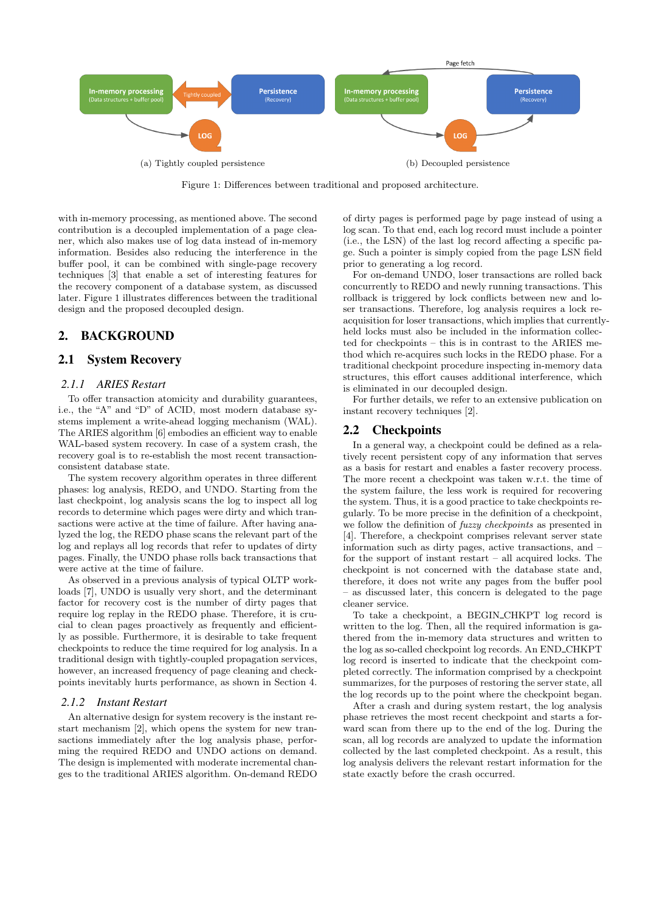(a) Tightly coupled persistence

(b) Decoupled persistence

Figure 1: Differences between traditional and proposed architecture.

with in-memory processing, as mentioned above. The second contribution is a decoupled implementation of a page cleaner, which also makes use of log data instead of in-memory information. Besides also reducing the interference in the buffer pool, it can be combined with single-page recovery techniques [3] that enable a set of interesting features for the recovery component of a database system, as discussed later. Figure 1 illustrates differences between the traditional design and the proposed decoupled design.

## 2. BACKGROUND

### 2.1 System Recovery

#### 2.1.1 ARIES Restart

To offer transaction atomicity and durability guarantees, i.e., the "A" and "D" of ACID, most modern database systems implement a write-ahead logging mechanism (WAL). The ARIES algorithm [6] embodies an efficient way to enable WAL-based system recovery. In case of a system crash, the recovery goal is to re-establish the most recent transaction-consistent database state.

The system recovery algorithm operates in three different phases: log analysis, REDO, and UNDO. Starting from the last checkpoint, log analysis scans the log to inspect all log records to determine which pages were dirty and which transactions were active at the time of failure. After having analyzed the log, the REDO phase scans the relevant part of the log and replays all log records that refer to updates of dirty pages. Finally, the UNDO phase rolls back transactions that were active at the time of failure.

As observed in a previous analysis of typical OLTP workloads [7], UNDO is usually very short, and the determinant factor for recovery cost is the number of dirty pages that require log replay in the REDO phase. Therefore, it is crucial to clean pages proactively as frequently and efficiently as possible. Furthermore, it is desirable to take frequent checkpoints to reduce the time required for log analysis. In a traditional design with tightly-coupled propagation services, however, an increased frequency of page cleaning and checkpoints inevitably hurts performance, as shown in Section 4.

#### 2.1.2 Instant Restart

An alternative design for system recovery is the instant restart mechanism [2], which opens the system for new transactions immediately after the log analysis phase, performing the required REDO and UNDO actions on demand. The design is implemented with moderate incremental changes to the traditional ARIES algorithm. On-demand REDO of dirty pages is performed page by page instead of using a log scan. To that end, each log record must include a pointer (i.e., the LSN) of the last log record affecting a specific page. Such a pointer is simply copied from the page LSN field prior to generating a log record.

For on-demand UNDO, loser transactions are rolled back concurrently to REDO and newly running transactions. This rollback is triggered by lock conflicts between new and loser transactions. Therefore, log analysis requires a lock re-acquisition for loser transactions, which implies that currently-held locks must also be included in the information collected for checkpoints – this is in contrast to the ARIES method which re-acquires such locks in the REDO phase. For a traditional checkpoint procedure inspecting in-memory data structures, this effort causes additional interference, which is eliminated in our decoupled design.

For further details, we refer to an extensive publication on instant recovery techniques [2].

### 2.2 Checkpoints

In a general way, a checkpoint could be defined as a relatively recent persistent copy of any information that serves as a basis for restart and enables a faster recovery process. The more recent a checkpoint was taken w.r.t. the time of the system failure, the less work is required for recovering the system. Thus, it is a good practice to take checkpoints regularly. To be more precise in the definition of a checkpoint, we follow the definition of *fuzzy checkpoints* as presented in [4]. Therefore, a checkpoint comprises relevant server state information such as dirty pages, active transactions, and – for the support of instant restart – all acquired locks. The checkpoint is not concerned with the database state and, therefore, it does not write any pages from the buffer pool – as discussed later, this concern is delegated to the page cleaner service.

To take a checkpoint, a BEGIN_CHKPT log record is written to the log. Then, all the required information is gathered from the in-memory data structures and written to the log as so-called checkpoint log records. An END_CHKPT log record is inserted to indicate that the checkpoint completed correctly. The information comprised by a checkpoint summarizes, for the purposes of restoring the server state, all the log records up to the point where the checkpoint began.

After a crash and during system restart, the log analysis phase retrieves the most recent checkpoint and starts a forward scan from there up to the end of the log. During the scan, all log records are analyzed to update the information collected by the last completed checkpoint. As a result, this log analysis delivers the relevant restart information for the state exactly before the crash occurred.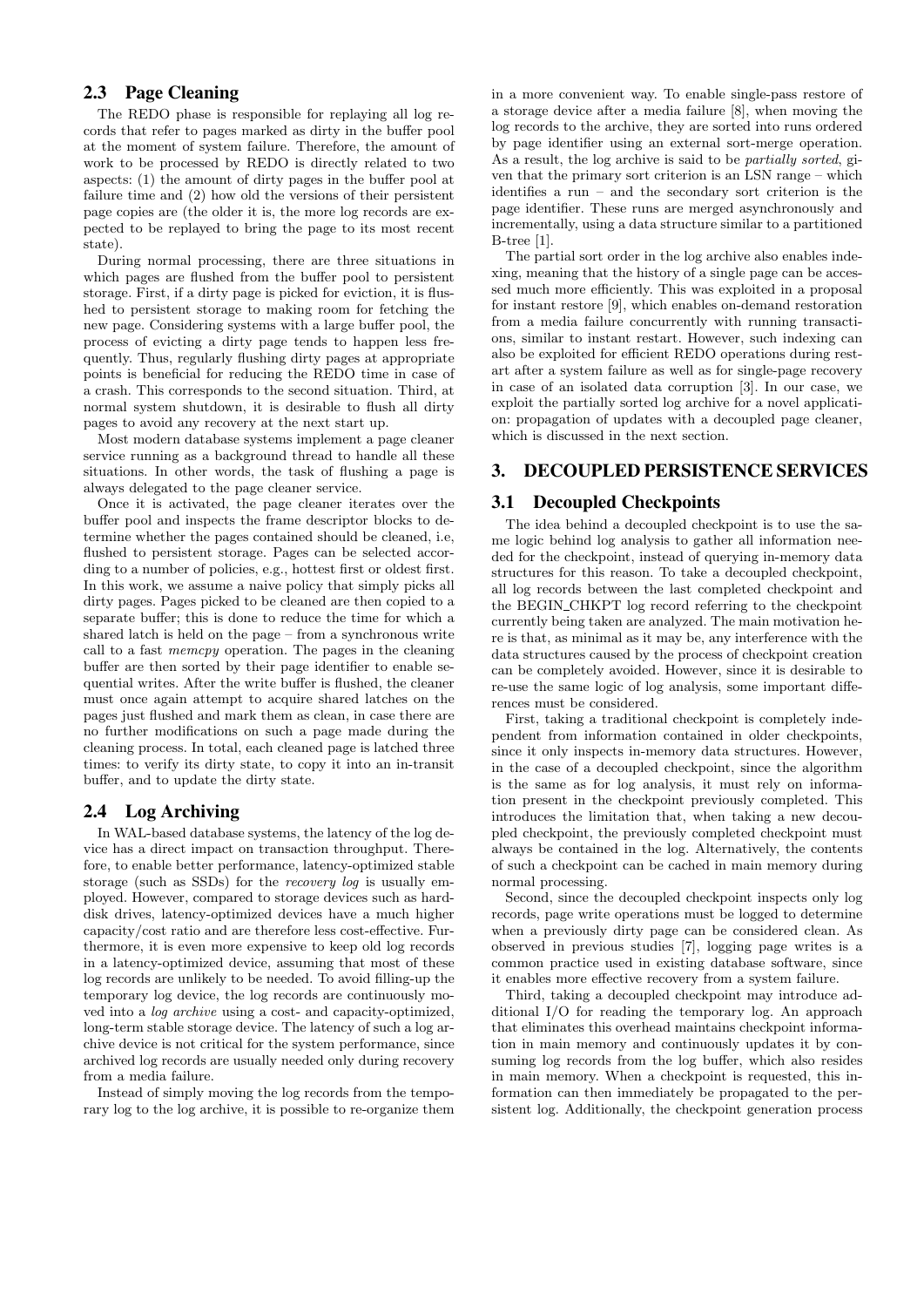## 2.3 Page Cleaning

The REDO phase is responsible for replaying all log records that refer to pages marked as dirty in the buffer pool at the moment of system failure. Therefore, the amount of work to be processed by REDO is directly related to two aspects: (1) the amount of dirty pages in the buffer pool at failure time and (2) how old the versions of their persistent page copies are (the older it is, the more log records are expected to be replayed to bring the page to its most recent state).

During normal processing, there are three situations in which pages are flushed from the buffer pool to persistent storage. First, if a dirty page is picked for eviction, it is flushed to persistent storage to making room for fetching the new page. Considering systems with a large buffer pool, the process of evicting a dirty page tends to happen less frequently. Thus, regularly flushing dirty pages at appropriate points is beneficial for reducing the REDO time in case of a crash. This corresponds to the second situation. Third, at normal system shutdown, it is desirable to flush all dirty pages to avoid any recovery at the next start up.

Most modern database systems implement a page cleaner service running as a background thread to handle all these situations. In other words, the task of flushing a page is always delegated to the page cleaner service.

Once it is activated, the page cleaner iterates over the buffer pool and inspects the frame descriptor blocks to determine whether the pages contained should be cleaned, i.e, flushed to persistent storage. Pages can be selected according to a number of policies, e.g., hottest first or oldest first. In this work, we assume a naive policy that simply picks all dirty pages. Pages picked to be cleaned are then copied to a separate buffer; this is done to reduce the time for which a shared latch is held on the page – from a synchronous write call to a fast *memcpy* operation. The pages in the cleaning buffer are then sorted by their page identifier to enable sequential writes. After the write buffer is flushed, the cleaner must once again attempt to acquire shared latches on the pages just flushed and mark them as clean, in case there are no further modifications on such a page made during the cleaning process. In total, each cleaned page is latched three times: to verify its dirty state, to copy it into an in-transit buffer, and to update the dirty state.

## 2.4 Log Archiving

In WAL-based database systems, the latency of the log device has a direct impact on transaction throughput. Therefore, to enable better performance, latency-optimized stable storage (such as SSDs) for the *recovery log* is usually employed. However, compared to storage devices such as harddisk drives, latency-optimized devices have a much higher capacity/cost ratio and are therefore less cost-effective. Furthermore, it is even more expensive to keep old log records in a latency-optimized device, assuming that most of these log records are unlikely to be needed. To avoid filling-up the temporary log device, the log records are continuously moved into a *log archive* using a cost- and capacity-optimized, long-term stable storage device. The latency of such a log archive device is not critical for the system performance, since archived log records are usually needed only during recovery from a media failure.

Instead of simply moving the log records from the temporary log to the log archive, it is possible to re-organize them in a more convenient way. To enable single-pass restore of a storage device after a media failure [8], when moving the log records to the archive, they are sorted into runs ordered by page identifier using an external sort-merge operation. As a result, the log archive is said to be *partially sorted*, given that the primary sort criterion is an LSN range – which identifies a run – and the secondary sort criterion is the page identifier. These runs are merged asynchronously and incrementally, using a data structure similar to a partitioned B-tree [1].

The partial sort order in the log archive also enables indexing, meaning that the history of a single page can be accessed much more efficiently. This was exploited in a proposal for instant restore [9], which enables on-demand restoration from a media failure concurrently with running transactions, similar to instant restart. However, such indexing can also be exploited for efficient REDO operations during restart after a system failure as well as for single-page recovery in case of an isolated data corruption [3]. In our case, we exploit the partially sorted log archive for a novel application: propagation of updates with a decoupled page cleaner, which is discussed in the next section.

# 3. DECOUPLED PERSISTENCE SERVICES

## 3.1 Decoupled Checkpoints

The idea behind a decoupled checkpoint is to use the same logic behind log analysis to gather all information needed for the checkpoint, instead of querying in-memory data structures for this reason. To take a decoupled checkpoint, all log records between the last completed checkpoint and the BEGIN_CHKPT log record referring to the checkpoint currently being taken are analyzed. The main motivation here is that, as minimal as it may be, any interference with the data structures caused by the process of checkpoint creation can be completely avoided. However, since it is desirable to re-use the same logic of log analysis, some important differences must be considered.

First, taking a traditional checkpoint is completely independent from information contained in older checkpoints, since it only inspects in-memory data structures. However, in the case of a decoupled checkpoint, since the algorithm is the same as for log analysis, it must rely on information present in the checkpoint previously completed. This introduces the limitation that, when taking a new decoupled checkpoint, the previously completed checkpoint must always be contained in the log. Alternatively, the contents of such a checkpoint can be cached in main memory during normal processing.

Second, since the decoupled checkpoint inspects only log records, page write operations must be logged to determine when a previously dirty page can be considered clean. As observed in previous studies [7], logging page writes is a common practice used in existing database software, since it enables more effective recovery from a system failure.

Third, taking a decoupled checkpoint may introduce additional I/O for reading the temporary log. An approach that eliminates this overhead maintains checkpoint information in main memory and continuously updates it by consuming log records from the log buffer, which also resides in main memory. When a checkpoint is requested, this information can then immediately be propagated to the persistent log. Additionally, the checkpoint generation process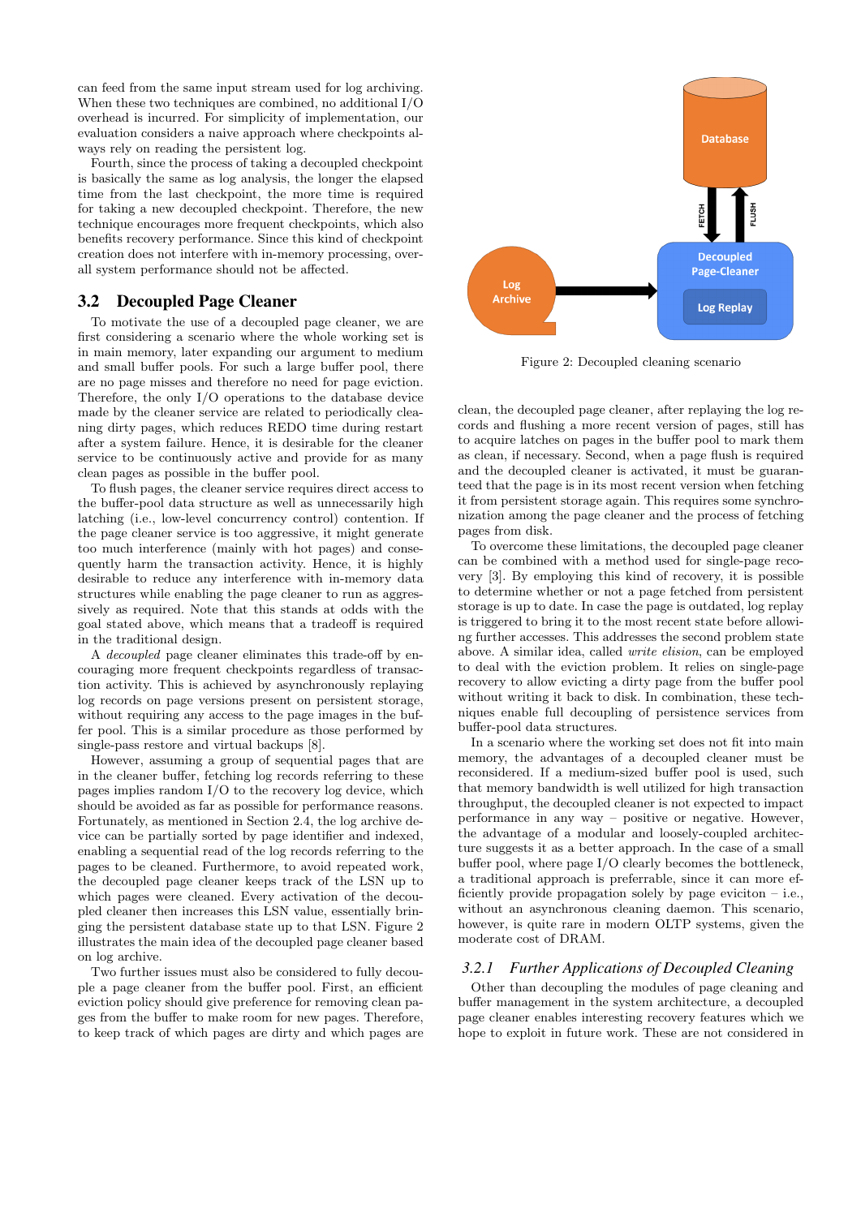can feed from the same input stream used for log archiving. When these two techniques are combined, no additional I/O overhead is incurred. For simplicity of implementation, our evaluation considers a naive approach where checkpoints always rely on reading the persistent log.

Fourth, since the process of taking a decoupled checkpoint is basically the same as log analysis, the longer the elapsed time from the last checkpoint, the more time is required for taking a new decoupled checkpoint. Therefore, the new technique encourages more frequent checkpoints, which also benefits recovery performance. Since this kind of checkpoint creation does not interfere with in-memory processing, overall system performance should not be affected.

## 3.2 Decoupled Page Cleaner

To motivate the use of a decoupled page cleaner, we are first considering a scenario where the whole working set is in main memory, later expanding our argument to medium and small buffer pools. For such a large buffer pool, there are no page misses and therefore no need for page eviction. Therefore, the only I/O operations to the database device made by the cleaner service are related to periodically cleaning dirty pages, which reduces REDO time during restart after a system failure. Hence, it is desirable for the cleaner service to be continuously active and provide for as many clean pages as possible in the buffer pool.

To flush pages, the cleaner service requires direct access to the buffer-pool data structure as well as unnecessarily high latching (i.e., low-level concurrency control) contention. If the page cleaner service is too aggressive, it might generate too much interference (mainly with hot pages) and consequently harm the transaction activity. Hence, it is highly desirable to reduce any interference with in-memory data structures while enabling the page cleaner to run as aggressively as required. Note that this stands at odds with the goal stated above, which means that a tradeoff is required in the traditional design.

A *decoupled* page cleaner eliminates this trade-off by encouraging more frequent checkpoints regardless of transaction activity. This is achieved by asynchronously replaying log records on page versions present on persistent storage, without requiring any access to the page images in the buffer pool. This is a similar procedure as those performed by single-pass restore and virtual backups [8].

However, assuming a group of sequential pages that are in the cleaner buffer, fetching log records referring to these pages implies random I/O to the recovery log device, which should be avoided as far as possible for performance reasons. Fortunately, as mentioned in Section 2.4, the log archive device can be partially sorted by page identifier and indexed, enabling a sequential read of the log records referring to the pages to be cleaned. Furthermore, to avoid repeated work, the decoupled page cleaner keeps track of the LSN up to which pages were cleaned. Every activation of the decoupled cleaner then increases this LSN value, essentially bringing the persistent database state up to that LSN. Figure 2 illustrates the main idea of the decoupled page cleaner based on log archive.

Two further issues must also be considered to fully decouple a page cleaner from the buffer pool. First, an efficient eviction policy should give preference for removing clean pages from the buffer to make room for new pages. Therefore, to keep track of which pages are dirty and which pages are clean, the decoupled page cleaner, after replaying the log records and flushing a more recent version of pages, still has to acquire latches on pages in the buffer pool to mark them as clean, if necessary. Second, when a page flush is required and the decoupled cleaner is activated, it must be guaranteed that the page is in its most recent version when fetching it from persistent storage again. This requires some synchronization among the page cleaner and the process of fetching pages from disk.

Figure 2: Decoupled cleaning scenario

To overcome these limitations, the decoupled page cleaner can be combined with a method used for single-page recovery [3]. By employing this kind of recovery, it is possible to determine whether or not a page fetched from persistent storage is up to date. In case the page is outdated, log replay is triggered to bring it to the most recent state before allowing further accesses. This addresses the second problem state above. A similar idea, called *write elision*, can be employed to deal with the eviction problem. It relies on single-page recovery to allow evicting a dirty page from the buffer pool without writing it back to disk. In combination, these techniques enable full decoupling of persistence services from buffer-pool data structures.

In a scenario where the working set does not fit into main memory, the advantages of a decoupled cleaner must be reconsidered. If a medium-sized buffer pool is used, such that memory bandwidth is well utilized for high transaction throughput, the decoupled cleaner is not expected to impact performance in any way – positive or negative. However, the advantage of a modular and loosely-coupled architecture suggests it as a better approach. In the case of a small buffer pool, where page I/O clearly becomes the bottleneck, a traditional approach is preferrable, since it can more efficiently provide propagation solely by page eviciton – i.e., without an asynchronous cleaning daemon. This scenario, however, is quite rare in modern OLTP systems, given the moderate cost of DRAM.

### 3.2.1 Further Applications of Decoupled Cleaning

Other than decoupling the modules of page cleaning and buffer management in the system architecture, a decoupled page cleaner enables interesting recovery features which we hope to exploit in future work. These are not considered in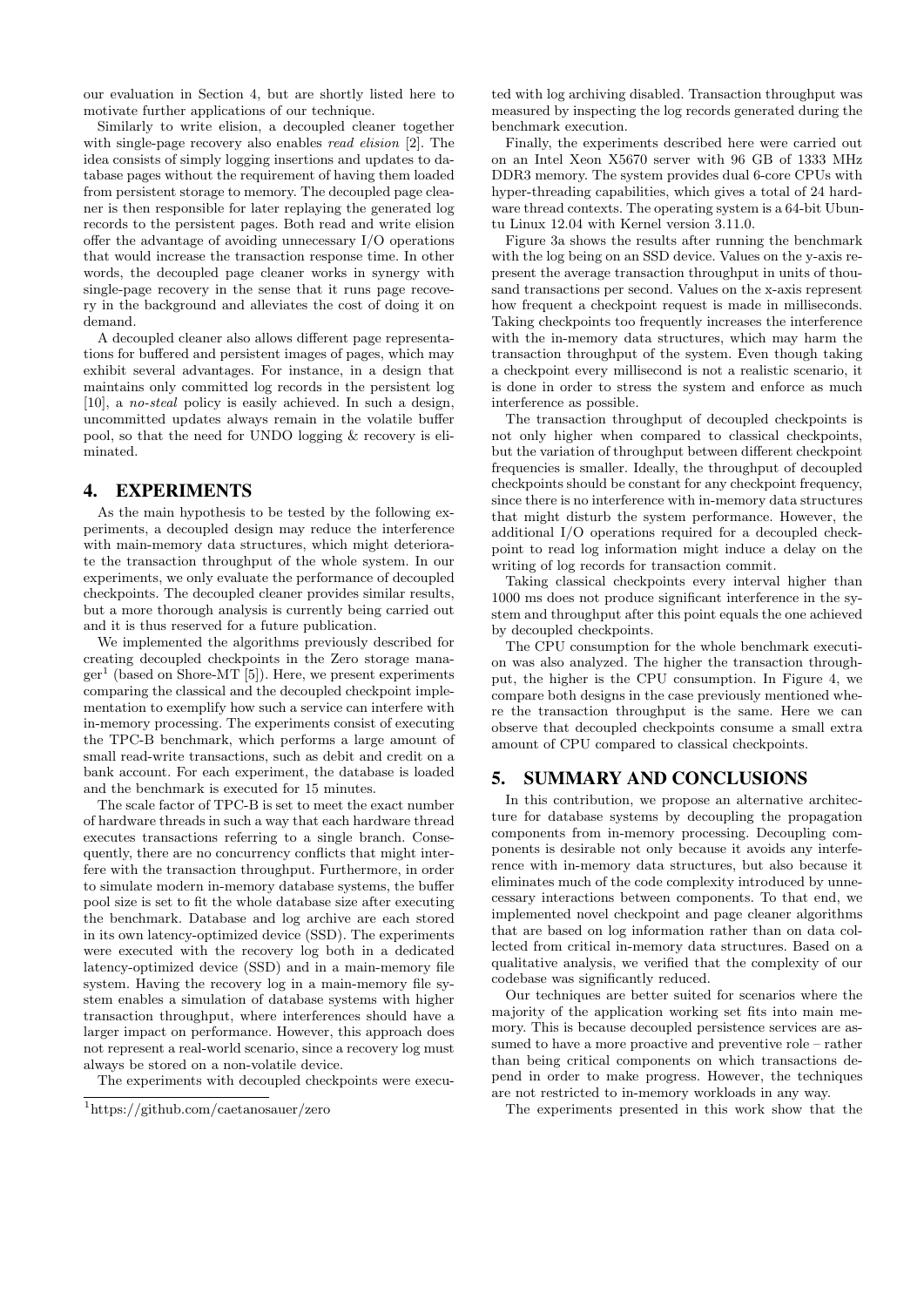our evaluation in Section 4, but are shortly listed here to motivate further applications of our technique.

Similarly to write elision, a decoupled cleaner together with single-page recovery also enables *read elision* [2]. The idea consists of simply logging insertions and updates to database pages without the requirement of having them loaded from persistent storage to memory. The decoupled page cleaner is then responsible for later replaying the generated log records to the persistent pages. Both read and write elision offer the advantage of avoiding unnecessary I/O operations that would increase the transaction response time. In other words, the decoupled page cleaner works in synergy with single-page recovery in the sense that it runs page recovery in the background and alleviates the cost of doing it on demand.

A decoupled cleaner also allows different page representations for buffered and persistent images of pages, which may exhibit several advantages. For instance, in a design that maintains only committed log records in the persistent log [10], a *no-steal* policy is easily achieved. In such a design, uncommitted updates always remain in the volatile buffer pool, so that the need for UNDO logging & recovery is eliminated.

## 4. EXPERIMENTS

As the main hypothesis to be tested by the following experiments, a decoupled design may reduce the interference with main-memory data structures, which might deteriorate the transaction throughput of the whole system. In our experiments, we only evaluate the performance of decoupled checkpoints. The decoupled cleaner provides similar results, but a more thorough analysis is currently being carried out and it is thus reserved for a future publication.

We implemented the algorithms previously described for creating decoupled checkpoints in the Zero storage manager[1] (based on Shore-MT [5]). Here, we present experiments comparing the classical and the decoupled checkpoint implementation to exemplify how such a service can interfere with in-memory processing. The experiments consist of executing the TPC-B benchmark, which performs a large amount of small read-write transactions, such as debit and credit on a bank account. For each experiment, the database is loaded and the benchmark is executed for 15 minutes.

The scale factor of TPC-B is set to meet the exact number of hardware threads in such a way that each hardware thread executes transactions referring to a single branch. Consequently, there are no concurrency conflicts that might interfere with the transaction throughput. Furthermore, in order to simulate modern in-memory database systems, the buffer pool size is set to fit the whole database size after executing the benchmark. Database and log archive are each stored in its own latency-optimized device (SSD). The experiments were executed with the recovery log both in a dedicated latency-optimized device (SSD) and in a main-memory file system. Having the recovery log in a main-memory file system enables a simulation of database systems with higher transaction throughput, where interferences should have a larger impact on performance. However, this approach does not represent a real-world scenario, since a recovery log must always be stored on a non-volatile device.

The experiments with decoupled checkpoints were executed with log archiving disabled. Transaction throughput was measured by inspecting the log records generated during the benchmark execution.

Finally, the experiments described here were carried out on an Intel Xeon X5670 server with 96 GB of 1333 MHz DDR3 memory. The system provides dual 6-core CPUs with hyper-threading capabilities, which gives a total of 24 hardware thread contexts. The operating system is a 64-bit Ubuntu Linux 12.04 with Kernel version 3.11.0.

Figure 3a shows the results after running the benchmark with the log being on an SSD device. Values on the y-axis represent the average transaction throughput in units of thousand transactions per second. Values on the x-axis represent how frequent a checkpoint request is made in milliseconds. Taking checkpoints too frequently increases the interference with the in-memory data structures, which may harm the transaction throughput of the system. Even though taking a checkpoint every millisecond is not a realistic scenario, it is done in order to stress the system and enforce as much interference as possible.

The transaction throughput of decoupled checkpoints is not only higher when compared to classical checkpoints, but the variation of throughput between different checkpoint frequencies is smaller. Ideally, the throughput of decoupled checkpoints should be constant for any checkpoint frequency, since there is no interference with in-memory data structures that might disturb the system performance. However, the additional I/O operations required for a decoupled checkpoint to read log information might induce a delay on the writing of log records for transaction commit.

Taking classical checkpoints every interval higher than 1000 ms does not produce significant interference in the system and throughput after this point equals the one achieved by decoupled checkpoints.

The CPU consumption for the whole benchmark execution was also analyzed. The higher the transaction throughput, the higher is the CPU consumption. In Figure 4, we compare both designs in the case previously mentioned where the transaction throughput is the same. Here we can observe that decoupled checkpoints consume a small extra amount of CPU compared to classical checkpoints.

## 5. SUMMARY AND CONCLUSIONS

In this contribution, we propose an alternative architecture for database systems by decoupling the propagation components from in-memory processing. Decoupling components is desirable not only because it avoids any interference with in-memory data structures, but also because it eliminates much of the code complexity introduced by unnecessary interactions between components. To that end, we implemented novel checkpoint and page cleaner algorithms that are based on log information rather than on data collected from critical in-memory data structures. Based on a qualitative analysis, we verified that the complexity of our codebase was significantly reduced.

Our techniques are better suited for scenarios where the majority of the application working set fits into main memory. This is because decoupled persistence services are assumed to have a more proactive and preventive role – rather than being critical components on which transactions depend in order to make progress. However, the techniques are not restricted to in-memory workloads in any way.

The experiments presented in this work show that the

[1] https://github.com/caetanosauer/zero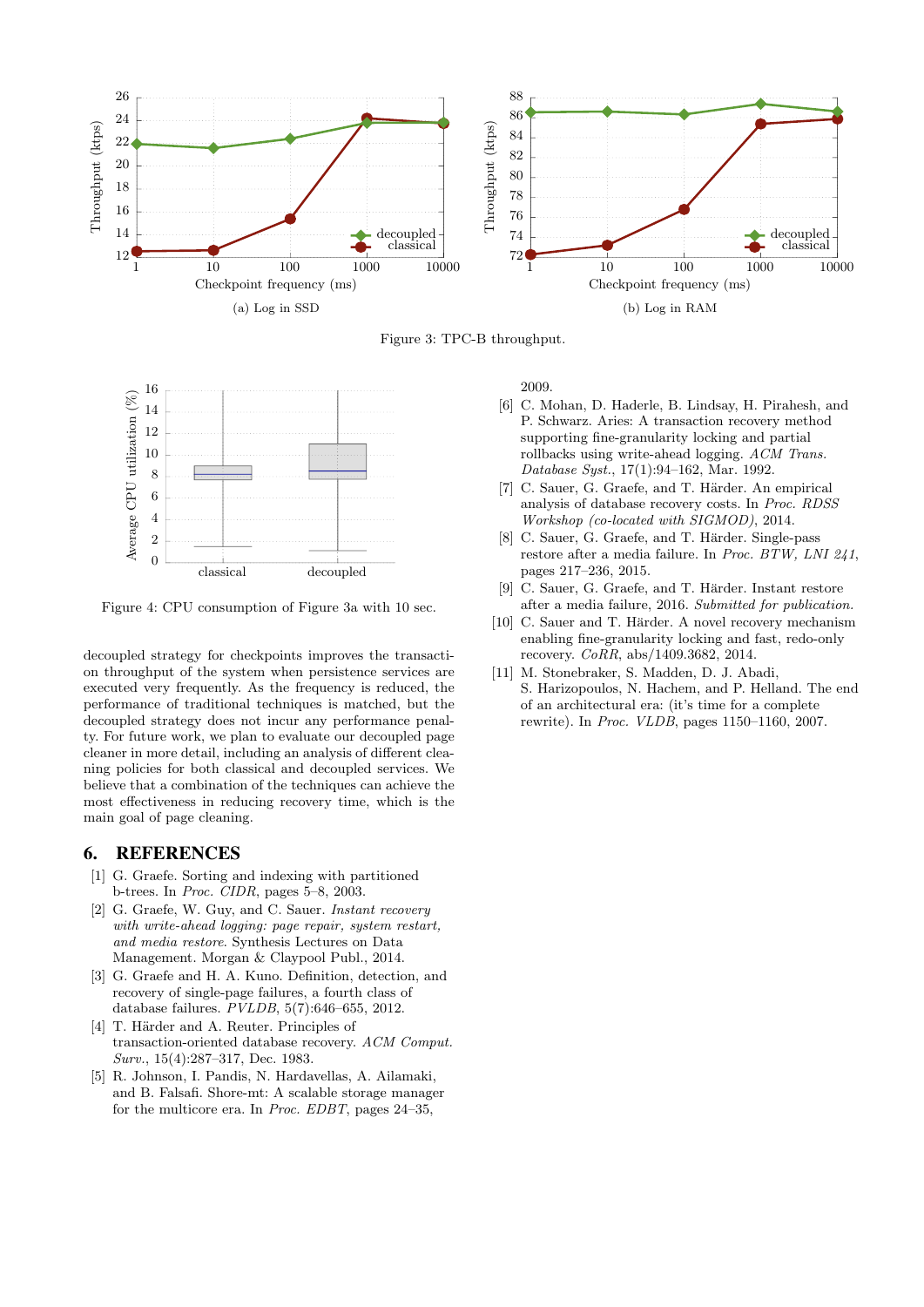Throughput (ktps)
26
24
22
20
18
16
14
12
1
10
100
1000
10000
Checkpoint frequency (ms)
decoupled
classical

(a) Log in SSD

Throughput (ktps)
88
86
84
82
80
78
76
74
72
1
10
100
1000
10000
Checkpoint frequency (ms)
decoupled
classical

(b) Log in RAM

Figure 3: TPC-B throughput.

Average CPU utilization (%)
16
14
12
10
8
6
4
2
0
classical
decoupled

Figure 4: CPU consumption of Figure 3a with 10 sec.

decoupled strategy for checkpoints improves the transaction throughput of the system when persistence services are executed very frequently. As the frequency is reduced, the performance of traditional techniques is matched, but the decoupled strategy does not incur any performance penalty. For future work, we plan to evaluate our decoupled page cleaner in more detail, including an analysis of different cleaning policies for both classical and decoupled services. We believe that a combination of the techniques can achieve the most effectiveness in reducing recovery time, which is the main goal of page cleaning.

## 6. REFERENCES

[1] G. Graefe. Sorting and indexing with partitioned b-trees. In *Proc. CIDR*, pages 5–8, 2003.

[2] G. Graefe, W. Guy, and C. Sauer. *Instant recovery with write-ahead logging: page repair, system restart, and media restore*. Synthesis Lectures on Data Management. Morgan & Claypool Publ., 2014.

[3] G. Graefe and H. A. Kuno. Definition, detection, and recovery of single-page failures, a fourth class of database failures. *PVLDB*, 5(7):646–655, 2012.

[4] T. Härder and A. Reuter. Principles of transaction-oriented database recovery. *ACM Comput. Surv.*, 15(4):287–317, Dec. 1983.

[5] R. Johnson, I. Pandis, N. Hardavellas, A. Ailamaki, and B. Falsafi. Shore-mt: A scalable storage manager for the multicore era. In *Proc. EDBT*, pages 24–35, 2009.

[6] C. Mohan, D. Haderle, B. Lindsay, H. Pirahesh, and P. Schwarz. Aries: A transaction recovery method supporting fine-granularity locking and partial rollbacks using write-ahead logging. *ACM Trans. Database Syst.*, 17(1):94–162, Mar. 1992.

[7] C. Sauer, G. Graefe, and T. Härder. An empirical analysis of database recovery costs. In *Proc. RDSS Workshop (co-located with SIGMOD)*, 2014.

[8] C. Sauer, G. Graefe, and T. Härder. Single-pass restore after a media failure. In *Proc. BTW, LNI 241*, pages 217–236, 2015.

[9] C. Sauer, G. Graefe, and T. Härder. Instant restore after a media failure, 2016. *Submitted for publication.*

[10] C. Sauer and T. Härder. A novel recovery mechanism enabling fine-granularity locking and fast, redo-only recovery. *CoRR*, abs/1409.3682, 2014.

[11] M. Stonebraker, S. Madden, D. J. Abadi, S. Harizopoulos, N. Hachem, and P. Helland. The end of an architectural era: (it's time for a complete rewrite). In *Proc. VLDB*, pages 1150–1160, 2007.